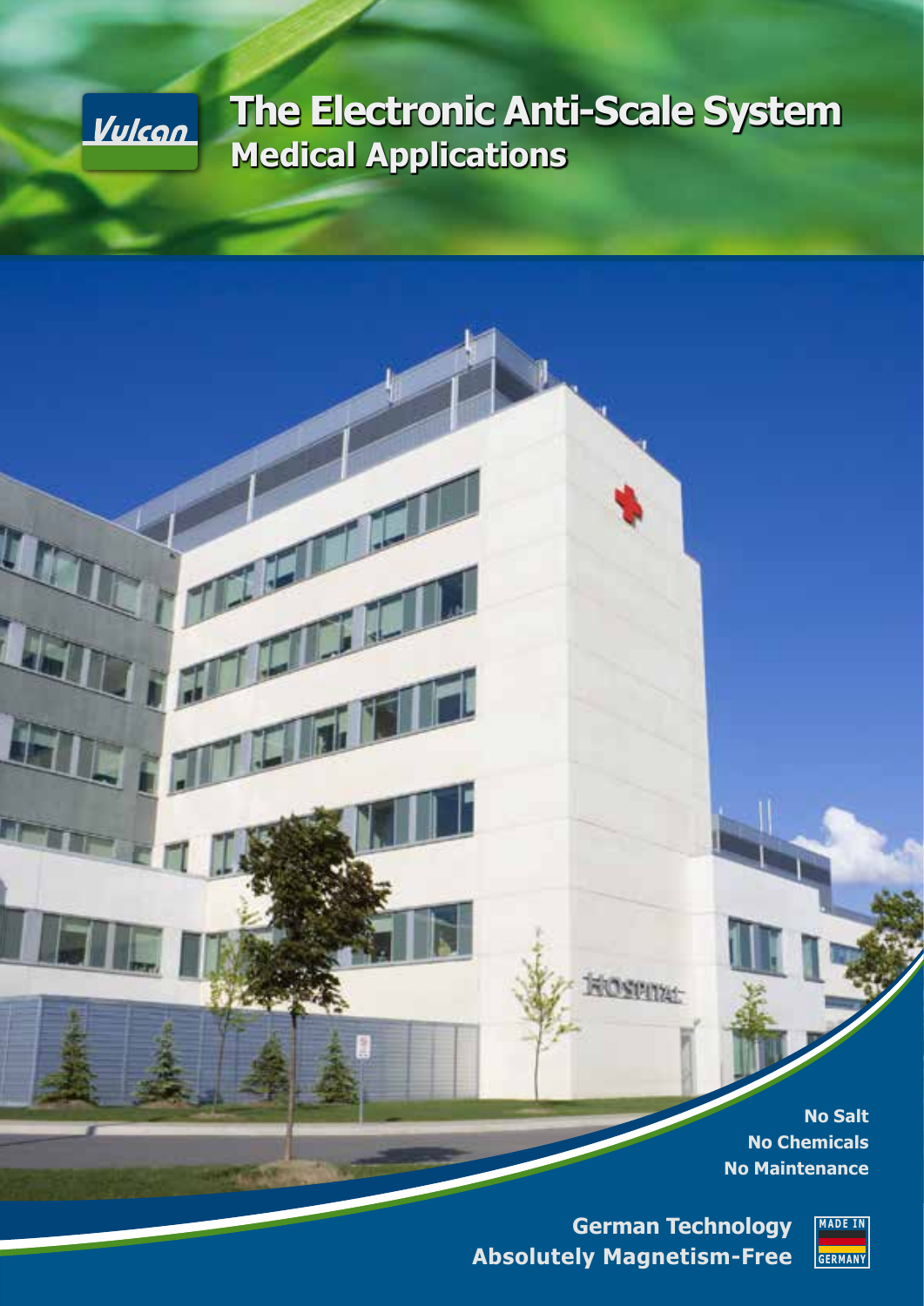Vulcan

# The Electronic Anti-Scale System

## Medical Applications

**No Salt**
**No Chemicals**
**No Maintenance**

**German Technology**
**Absolutely Magnetism-Free**

MADE IN GERMANY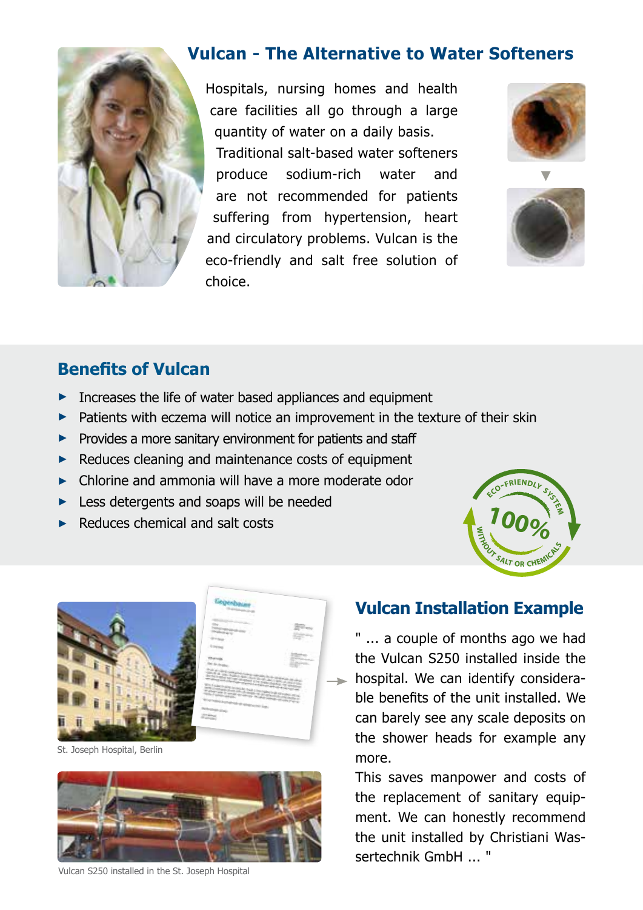## Vulcan - The Alternative to Water Softeners

Hospitals, nursing homes and health care facilities all go through a large quantity of water on a daily basis. Traditional salt-based water softeners produce sodium-rich water and are not recommended for patients suffering from hypertension, heart and circulatory problems. Vulcan is the eco-friendly and salt free solution of choice.

## Benefits of Vulcan

- Increases the life of water based appliances and equipment
- Patients with eczema will notice an improvement in the texture of their skin
- Provides a more sanitary environment for patients and staff
- Reduces cleaning and maintenance costs of equipment
- Chlorine and ammonia will have a more moderate odor
- Less detergents and soaps will be needed
- Reduces chemical and salt costs

ECO-FRIENDLY SYSTEM 100% WITHOUT SALT OR CHEMICALS

St. Joseph Hospital, Berlin

Vulcan S250 installed in the St. Joseph Hospital

## Vulcan Installation Example

" ... a couple of months ago we had the Vulcan S250 installed inside the hospital. We can identify considerable benefits of the unit installed. We can barely see any scale deposits on the shower heads for example any more.

This saves manpower and costs of the replacement of sanitary equipment. We can honestly recommend the unit installed by Christiani Wassertechnik GmbH ... "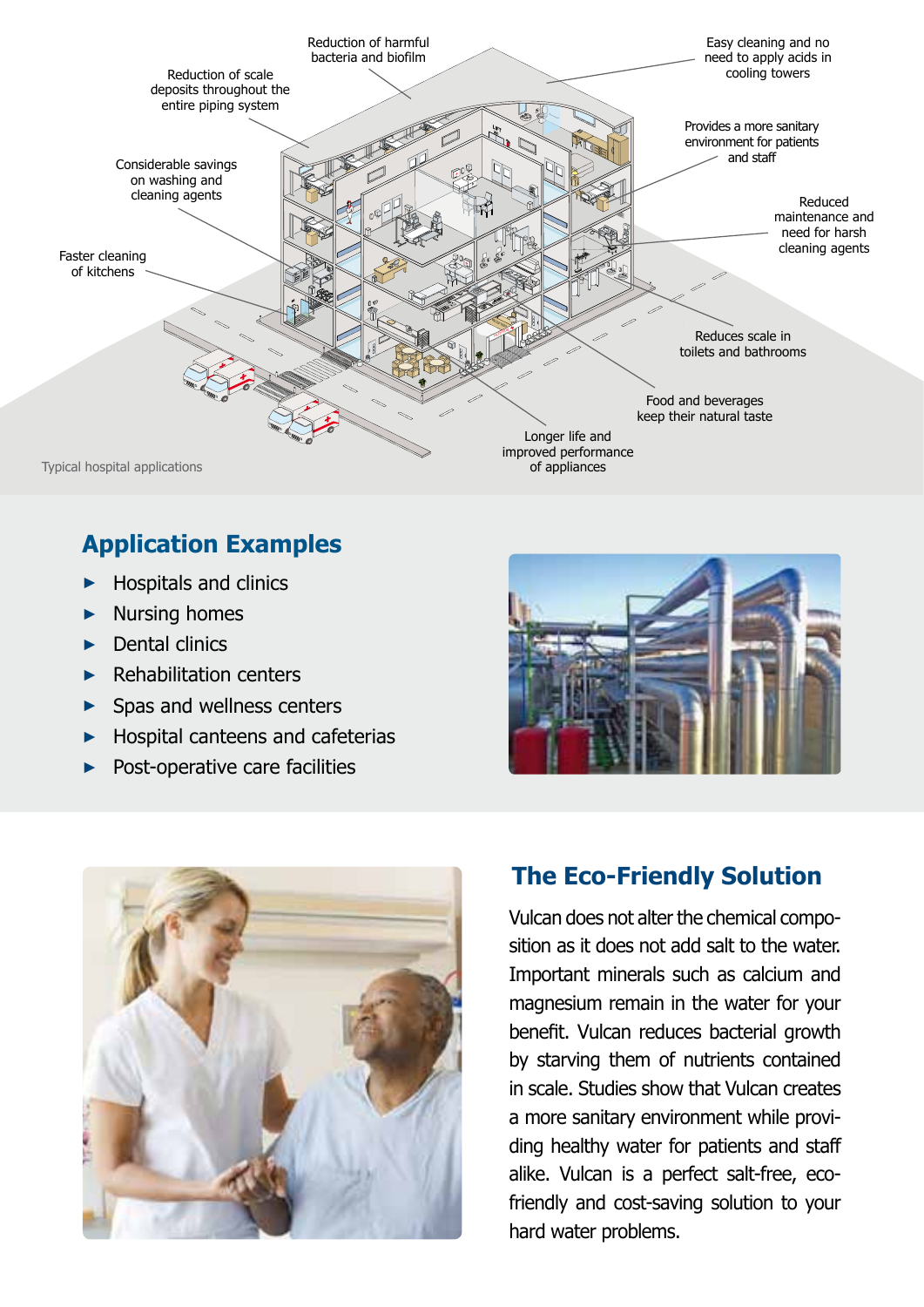Reduction of harmful bacteria and biofilm

Easy cleaning and no need to apply acids in cooling towers

Reduction of scale deposits throughout the entire piping system

Provides a more sanitary environment for patients and staff

Considerable savings on washing and cleaning agents

Reduced maintenance and need for harsh cleaning agents

Faster cleaning of kitchens

Reduces scale in toilets and bathrooms

Food and beverages keep their natural taste

Longer life and improved performance of appliances

Typical hospital applications

## Application Examples

- Hospitals and clinics
- Nursing homes
- Dental clinics
- Rehabilitation centers
- Spas and wellness centers
- Hospital canteens and cafeterias
- Post-operative care facilities

## The Eco-Friendly Solution

Vulcan does not alter the chemical composition as it does not add salt to the water. Important minerals such as calcium and magnesium remain in the water for your benefit. Vulcan reduces bacterial growth by starving them of nutrients contained in scale. Studies show that Vulcan creates a more sanitary environment while providing healthy water for patients and staff alike. Vulcan is a perfect salt-free, eco-friendly and cost-saving solution to your hard water problems.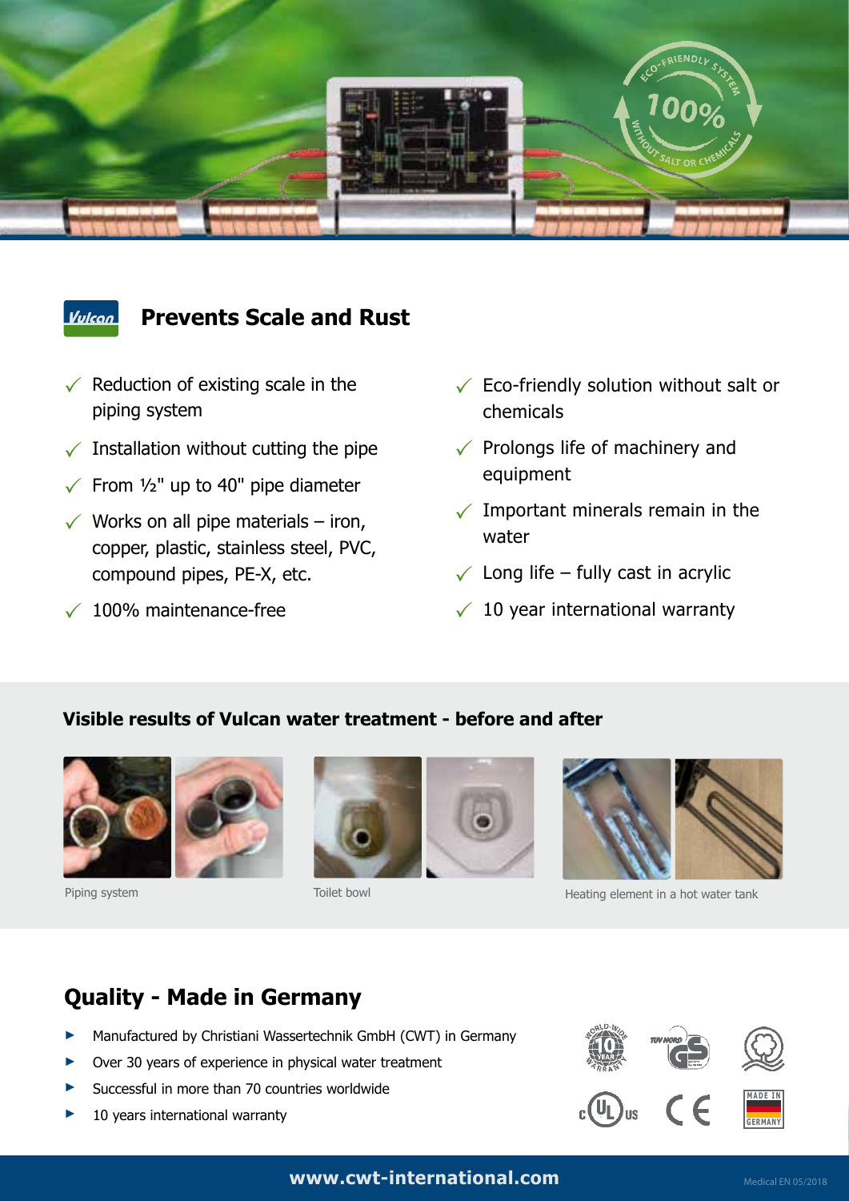## Prevents Scale and Rust

- ✓ Reduction of existing scale in the piping system
- ✓ Installation without cutting the pipe
- ✓ From ½" up to 40" pipe diameter
- ✓ Works on all pipe materials – iron, copper, plastic, stainless steel, PVC, compound pipes, PE-X, etc.
- ✓ 100% maintenance-free
- ✓ Eco-friendly solution without salt or chemicals
- ✓ Prolongs life of machinery and equipment
- ✓ Important minerals remain in the water
- ✓ Long life – fully cast in acrylic
- ✓ 10 year international warranty

### Visible results of Vulcan water treatment - before and after

Piping system

Toilet bowl

Heating element in a hot water tank

## Quality - Made in Germany

- Manufactured by Christiani Wassertechnik GmbH (CWT) in Germany
- Over 30 years of experience in physical water treatment
- Successful in more than 70 countries worldwide
- 10 years international warranty

**www.cwt-international.com**

Medical EN 05/2018